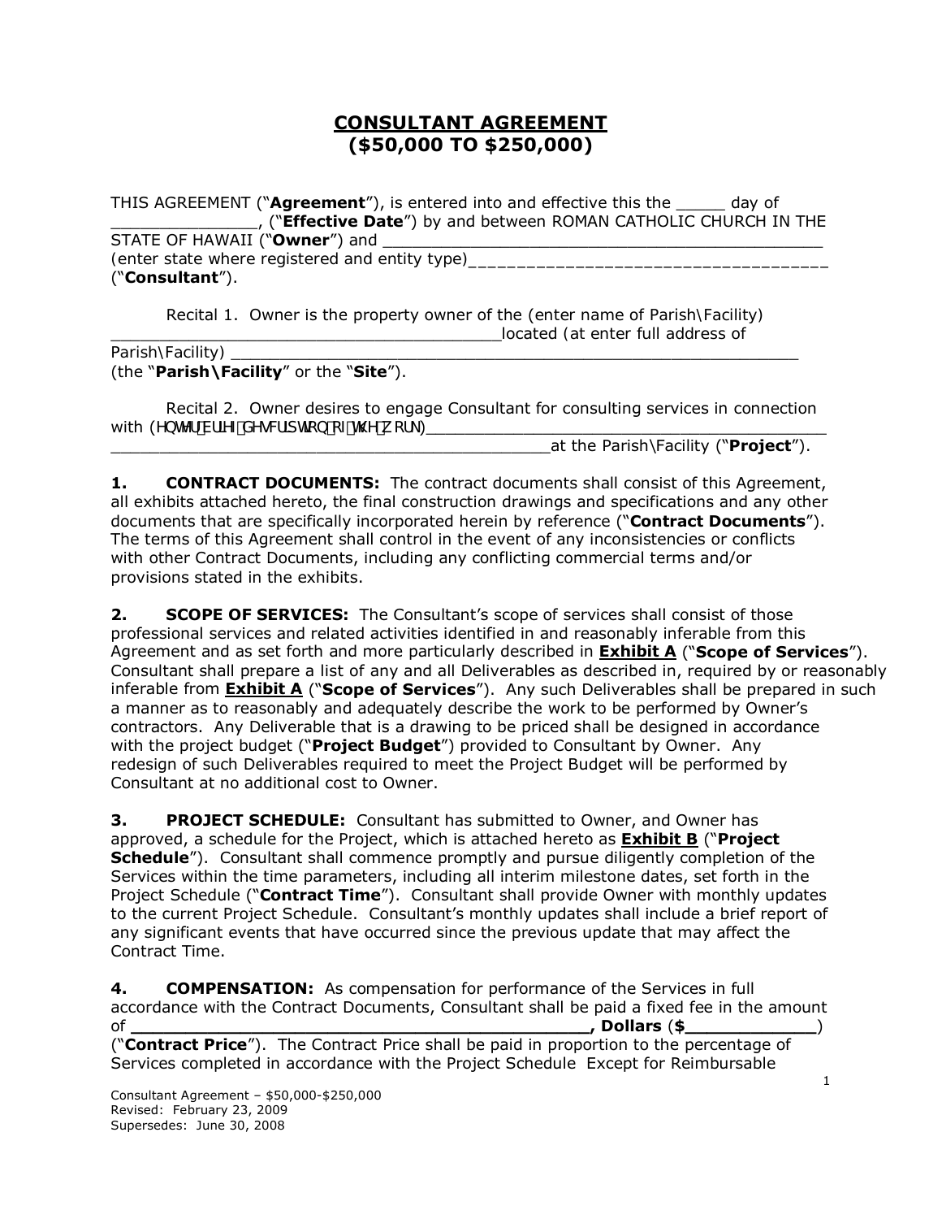# CONSULTANT AGREEMENT
## ($50,000 TO $250,000)

THIS AGREEMENT ("**Agreement**"), is entered into and effective this the _____ day of _______________, ("**Effective Date**") by and between ROMAN CATHOLIC CHURCH IN THE STATE OF HAWAII ("**Owner**") and _______________________________________________ (enter state where registered and entity type)_____________________________________ ("**Consultant**").

Recital 1. Owner is the property owner of the (enter name of Parish\Facility) __________________________________________located (at enter full address of Parish\Facility) _______________________________________________________________ (the "**Parish\Facility**" or the "**Site**").

Recital 2. Owner desires to engage Consultant for consulting services in connection with (HQWHUEULHIGHVFULSWLRQRIWKHZRUN)____________________________________________ _______________________________________________at the Parish\Facility ("**Project**").

**1. CONTRACT DOCUMENTS:** The contract documents shall consist of this Agreement, all exhibits attached hereto, the final construction drawings and specifications and any other documents that are specifically incorporated herein by reference ("**Contract Documents**"). The terms of this Agreement shall control in the event of any inconsistencies or conflicts with other Contract Documents, including any conflicting commercial terms and/or provisions stated in the exhibits.

**2. SCOPE OF SERVICES:** The Consultant's scope of services shall consist of those professional services and related activities identified in and reasonably inferable from this Agreement and as set forth and more particularly described in **Exhibit A** ("**Scope of Services**"). Consultant shall prepare a list of any and all Deliverables as described in, required by or reasonably inferable from **Exhibit A** ("**Scope of Services**"). Any such Deliverables shall be prepared in such a manner as to reasonably and adequately describe the work to be performed by Owner's contractors. Any Deliverable that is a drawing to be priced shall be designed in accordance with the project budget ("**Project Budget**") provided to Consultant by Owner. Any redesign of such Deliverables required to meet the Project Budget will be performed by Consultant at no additional cost to Owner.

**3. PROJECT SCHEDULE:** Consultant has submitted to Owner, and Owner has approved, a schedule for the Project, which is attached hereto as **Exhibit B** ("**Project Schedule**"). Consultant shall commence promptly and pursue diligently completion of the Services within the time parameters, including all interim milestone dates, set forth in the Project Schedule ("**Contract Time**"). Consultant shall provide Owner with monthly updates to the current Project Schedule. Consultant's monthly updates shall include a brief report of any significant events that have occurred since the previous update that may affect the Contract Time.

**4. COMPENSATION:** As compensation for performance of the Services in full accordance with the Contract Documents, Consultant shall be paid a fixed fee in the amount of **_____________________________________________, Dollars ($____________)** ("**Contract Price**"). The Contract Price shall be paid in proportion to the percentage of Services completed in accordance with the Project Schedule Except for Reimbursable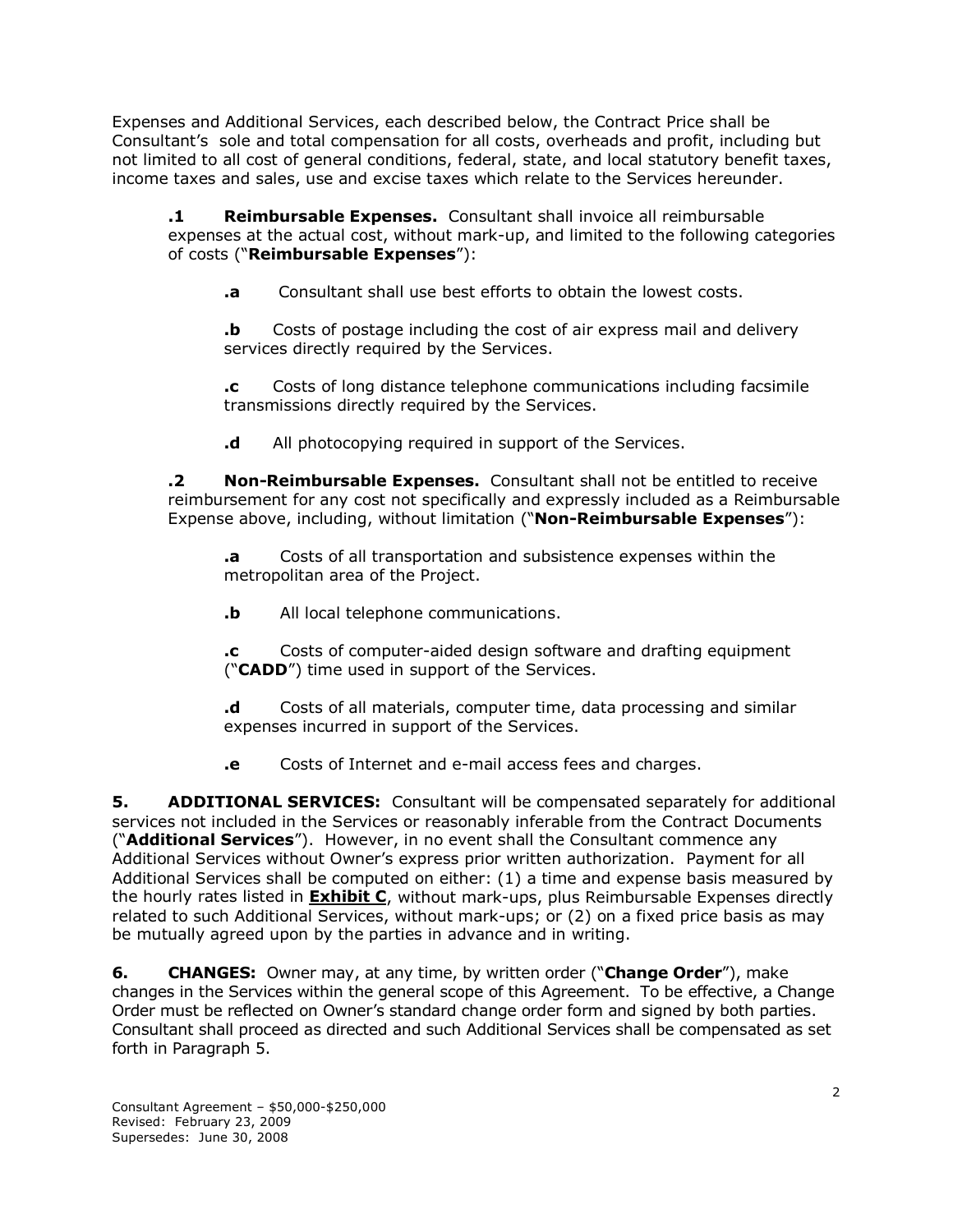Expenses and Additional Services, each described below, the Contract Price shall be Consultant's sole and total compensation for all costs, overheads and profit, including but not limited to all cost of general conditions, federal, state, and local statutory benefit taxes, income taxes and sales, use and excise taxes which relate to the Services hereunder.

**.1 Reimbursable Expenses.** Consultant shall invoice all reimbursable expenses at the actual cost, without mark-up, and limited to the following categories of costs ("**Reimbursable Expenses**"):

**.a** Consultant shall use best efforts to obtain the lowest costs.

**.b** Costs of postage including the cost of air express mail and delivery services directly required by the Services.

**.c** Costs of long distance telephone communications including facsimile transmissions directly required by the Services.

**.d** All photocopying required in support of the Services.

**.2 Non-Reimbursable Expenses.** Consultant shall not be entitled to receive reimbursement for any cost not specifically and expressly included as a Reimbursable Expense above, including, without limitation ("**Non-Reimbursable Expenses**"):

**.a** Costs of all transportation and subsistence expenses within the metropolitan area of the Project.

**.b** All local telephone communications.

**.c** Costs of computer-aided design software and drafting equipment ("**CADD**") time used in support of the Services.

**.d** Costs of all materials, computer time, data processing and similar expenses incurred in support of the Services.

**.e** Costs of Internet and e-mail access fees and charges.

**5. ADDITIONAL SERVICES:** Consultant will be compensated separately for additional services not included in the Services or reasonably inferable from the Contract Documents ("**Additional Services**"). However, in no event shall the Consultant commence any Additional Services without Owner's express prior written authorization. Payment for all Additional Services shall be computed on either: (1) a time and expense basis measured by the hourly rates listed in **Exhibit C**, without mark-ups, plus Reimbursable Expenses directly related to such Additional Services, without mark-ups; or (2) on a fixed price basis as may be mutually agreed upon by the parties in advance and in writing.

**6. CHANGES:** Owner may, at any time, by written order ("**Change Order**"), make changes in the Services within the general scope of this Agreement. To be effective, a Change Order must be reflected on Owner's standard change order form and signed by both parties. Consultant shall proceed as directed and such Additional Services shall be compensated as set forth in Paragraph 5.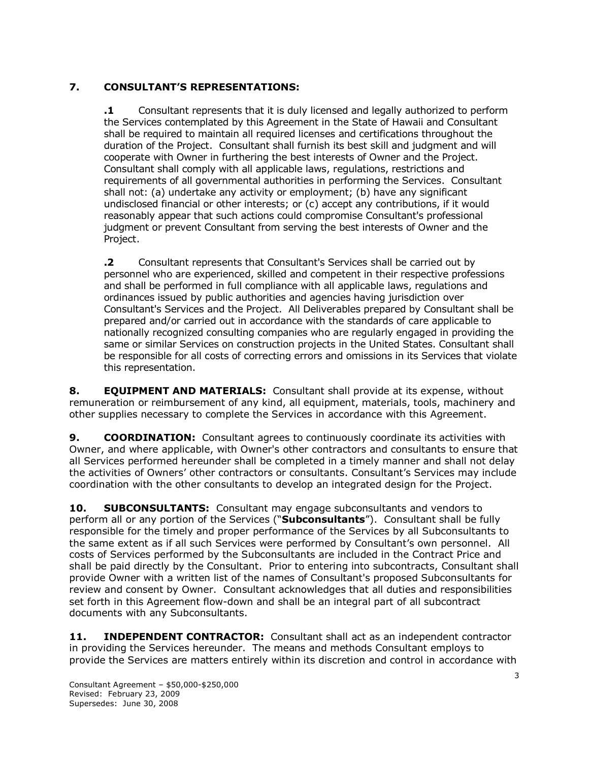## 7. CONSULTANT'S REPRESENTATIONS:

**.1** Consultant represents that it is duly licensed and legally authorized to perform the Services contemplated by this Agreement in the State of Hawaii and Consultant shall be required to maintain all required licenses and certifications throughout the duration of the Project. Consultant shall furnish its best skill and judgment and will cooperate with Owner in furthering the best interests of Owner and the Project. Consultant shall comply with all applicable laws, regulations, restrictions and requirements of all governmental authorities in performing the Services. Consultant shall not: (a) undertake any activity or employment; (b) have any significant undisclosed financial or other interests; or (c) accept any contributions, if it would reasonably appear that such actions could compromise Consultant's professional judgment or prevent Consultant from serving the best interests of Owner and the Project.

**.2** Consultant represents that Consultant's Services shall be carried out by personnel who are experienced, skilled and competent in their respective professions and shall be performed in full compliance with all applicable laws, regulations and ordinances issued by public authorities and agencies having jurisdiction over Consultant's Services and the Project. All Deliverables prepared by Consultant shall be prepared and/or carried out in accordance with the standards of care applicable to nationally recognized consulting companies who are regularly engaged in providing the same or similar Services on construction projects in the United States. Consultant shall be responsible for all costs of correcting errors and omissions in its Services that violate this representation.

**8. EQUIPMENT AND MATERIALS:** Consultant shall provide at its expense, without remuneration or reimbursement of any kind, all equipment, materials, tools, machinery and other supplies necessary to complete the Services in accordance with this Agreement.

**9. COORDINATION:** Consultant agrees to continuously coordinate its activities with Owner, and where applicable, with Owner's other contractors and consultants to ensure that all Services performed hereunder shall be completed in a timely manner and shall not delay the activities of Owners' other contractors or consultants. Consultant's Services may include coordination with the other consultants to develop an integrated design for the Project.

**10. SUBCONSULTANTS:** Consultant may engage subconsultants and vendors to perform all or any portion of the Services ("**Subconsultants**"). Consultant shall be fully responsible for the timely and proper performance of the Services by all Subconsultants to the same extent as if all such Services were performed by Consultant's own personnel. All costs of Services performed by the Subconsultants are included in the Contract Price and shall be paid directly by the Consultant. Prior to entering into subcontracts, Consultant shall provide Owner with a written list of the names of Consultant's proposed Subconsultants for review and consent by Owner. Consultant acknowledges that all duties and responsibilities set forth in this Agreement flow-down and shall be an integral part of all subcontract documents with any Subconsultants.

**11. INDEPENDENT CONTRACTOR:** Consultant shall act as an independent contractor in providing the Services hereunder. The means and methods Consultant employs to provide the Services are matters entirely within its discretion and control in accordance with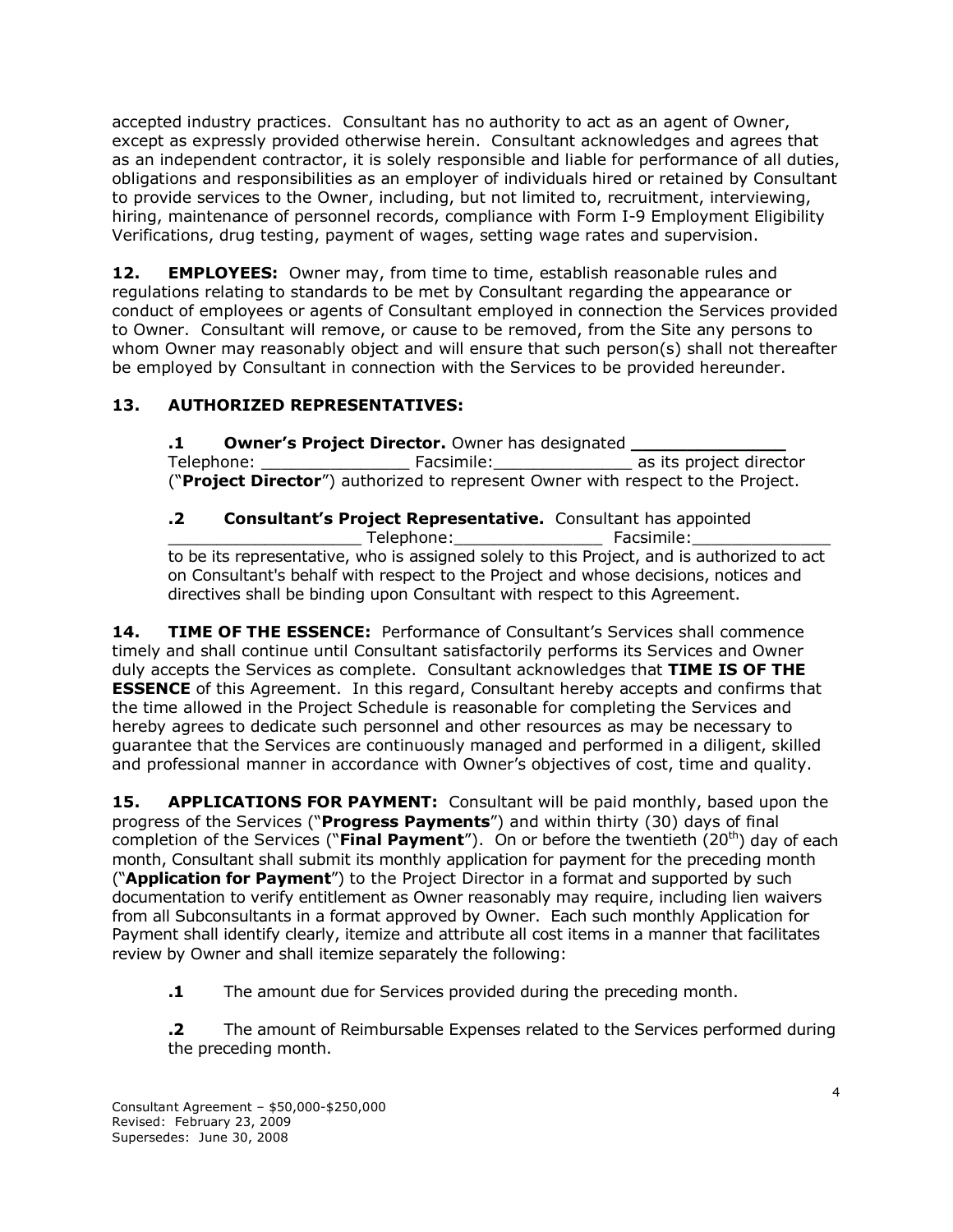accepted industry practices. Consultant has no authority to act as an agent of Owner, except as expressly provided otherwise herein. Consultant acknowledges and agrees that as an independent contractor, it is solely responsible and liable for performance of all duties, obligations and responsibilities as an employer of individuals hired or retained by Consultant to provide services to the Owner, including, but not limited to, recruitment, interviewing, hiring, maintenance of personnel records, compliance with Form I-9 Employment Eligibility Verifications, drug testing, payment of wages, setting wage rates and supervision.

**12. EMPLOYEES:** Owner may, from time to time, establish reasonable rules and regulations relating to standards to be met by Consultant regarding the appearance or conduct of employees or agents of Consultant employed in connection the Services provided to Owner. Consultant will remove, or cause to be removed, from the Site any persons to whom Owner may reasonably object and will ensure that such person(s) shall not thereafter be employed by Consultant in connection with the Services to be provided hereunder.

**13. AUTHORIZED REPRESENTATIVES:**

**.1 Owner's Project Director.** Owner has designated _______________ Telephone: _______________ Facsimile:______________ as its project director ("**Project Director**") authorized to represent Owner with respect to the Project.

**.2 Consultant's Project Representative.** Consultant has appointed ____________________ Telephone:_______________ Facsimile:_______________ to be its representative, who is assigned solely to this Project, and is authorized to act on Consultant's behalf with respect to the Project and whose decisions, notices and directives shall be binding upon Consultant with respect to this Agreement.

**14. TIME OF THE ESSENCE:** Performance of Consultant's Services shall commence timely and shall continue until Consultant satisfactorily performs its Services and Owner duly accepts the Services as complete. Consultant acknowledges that **TIME IS OF THE ESSENCE** of this Agreement. In this regard, Consultant hereby accepts and confirms that the time allowed in the Project Schedule is reasonable for completing the Services and hereby agrees to dedicate such personnel and other resources as may be necessary to guarantee that the Services are continuously managed and performed in a diligent, skilled and professional manner in accordance with Owner's objectives of cost, time and quality.

**15. APPLICATIONS FOR PAYMENT:** Consultant will be paid monthly, based upon the progress of the Services ("**Progress Payments**") and within thirty (30) days of final completion of the Services ("**Final Payment**"). On or before the twentieth (20th) day of each month, Consultant shall submit its monthly application for payment for the preceding month ("**Application for Payment**") to the Project Director in a format and supported by such documentation to verify entitlement as Owner reasonably may require, including lien waivers from all Subconsultants in a format approved by Owner. Each such monthly Application for Payment shall identify clearly, itemize and attribute all cost items in a manner that facilitates review by Owner and shall itemize separately the following:

**.1** The amount due for Services provided during the preceding month.

**.2** The amount of Reimbursable Expenses related to the Services performed during the preceding month.

Consultant Agreement – $50,000-$250,000
Revised: February 23, 2009
Supersedes: June 30, 2008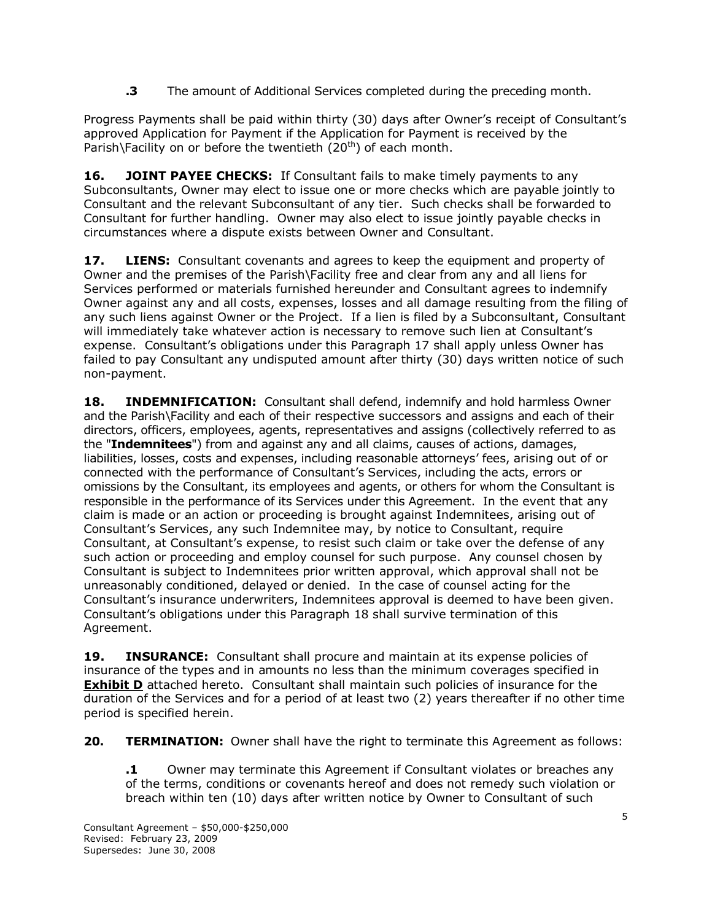**.3** The amount of Additional Services completed during the preceding month.

Progress Payments shall be paid within thirty (30) days after Owner's receipt of Consultant's approved Application for Payment if the Application for Payment is received by the Parish\Facility on or before the twentieth (20th) of each month.

**16. JOINT PAYEE CHECKS:** If Consultant fails to make timely payments to any Subconsultants, Owner may elect to issue one or more checks which are payable jointly to Consultant and the relevant Subconsultant of any tier. Such checks shall be forwarded to Consultant for further handling. Owner may also elect to issue jointly payable checks in circumstances where a dispute exists between Owner and Consultant.

**17. LIENS:** Consultant covenants and agrees to keep the equipment and property of Owner and the premises of the Parish\Facility free and clear from any and all liens for Services performed or materials furnished hereunder and Consultant agrees to indemnify Owner against any and all costs, expenses, losses and all damage resulting from the filing of any such liens against Owner or the Project. If a lien is filed by a Subconsultant, Consultant will immediately take whatever action is necessary to remove such lien at Consultant's expense. Consultant's obligations under this Paragraph 17 shall apply unless Owner has failed to pay Consultant any undisputed amount after thirty (30) days written notice of such non-payment.

**18. INDEMNIFICATION:** Consultant shall defend, indemnify and hold harmless Owner and the Parish\Facility and each of their respective successors and assigns and each of their directors, officers, employees, agents, representatives and assigns (collectively referred to as the "**Indemnitees**") from and against any and all claims, causes of actions, damages, liabilities, losses, costs and expenses, including reasonable attorneys' fees, arising out of or connected with the performance of Consultant's Services, including the acts, errors or omissions by the Consultant, its employees and agents, or others for whom the Consultant is responsible in the performance of its Services under this Agreement. In the event that any claim is made or an action or proceeding is brought against Indemnitees, arising out of Consultant's Services, any such Indemnitee may, by notice to Consultant, require Consultant, at Consultant's expense, to resist such claim or take over the defense of any such action or proceeding and employ counsel for such purpose. Any counsel chosen by Consultant is subject to Indemnitees prior written approval, which approval shall not be unreasonably conditioned, delayed or denied. In the case of counsel acting for the Consultant's insurance underwriters, Indemnitees approval is deemed to have been given. Consultant's obligations under this Paragraph 18 shall survive termination of this Agreement.

**19. INSURANCE:** Consultant shall procure and maintain at its expense policies of insurance of the types and in amounts no less than the minimum coverages specified in **Exhibit D** attached hereto. Consultant shall maintain such policies of insurance for the duration of the Services and for a period of at least two (2) years thereafter if no other time period is specified herein.

**20. TERMINATION:** Owner shall have the right to terminate this Agreement as follows:

**.1** Owner may terminate this Agreement if Consultant violates or breaches any of the terms, conditions or covenants hereof and does not remedy such violation or breach within ten (10) days after written notice by Owner to Consultant of such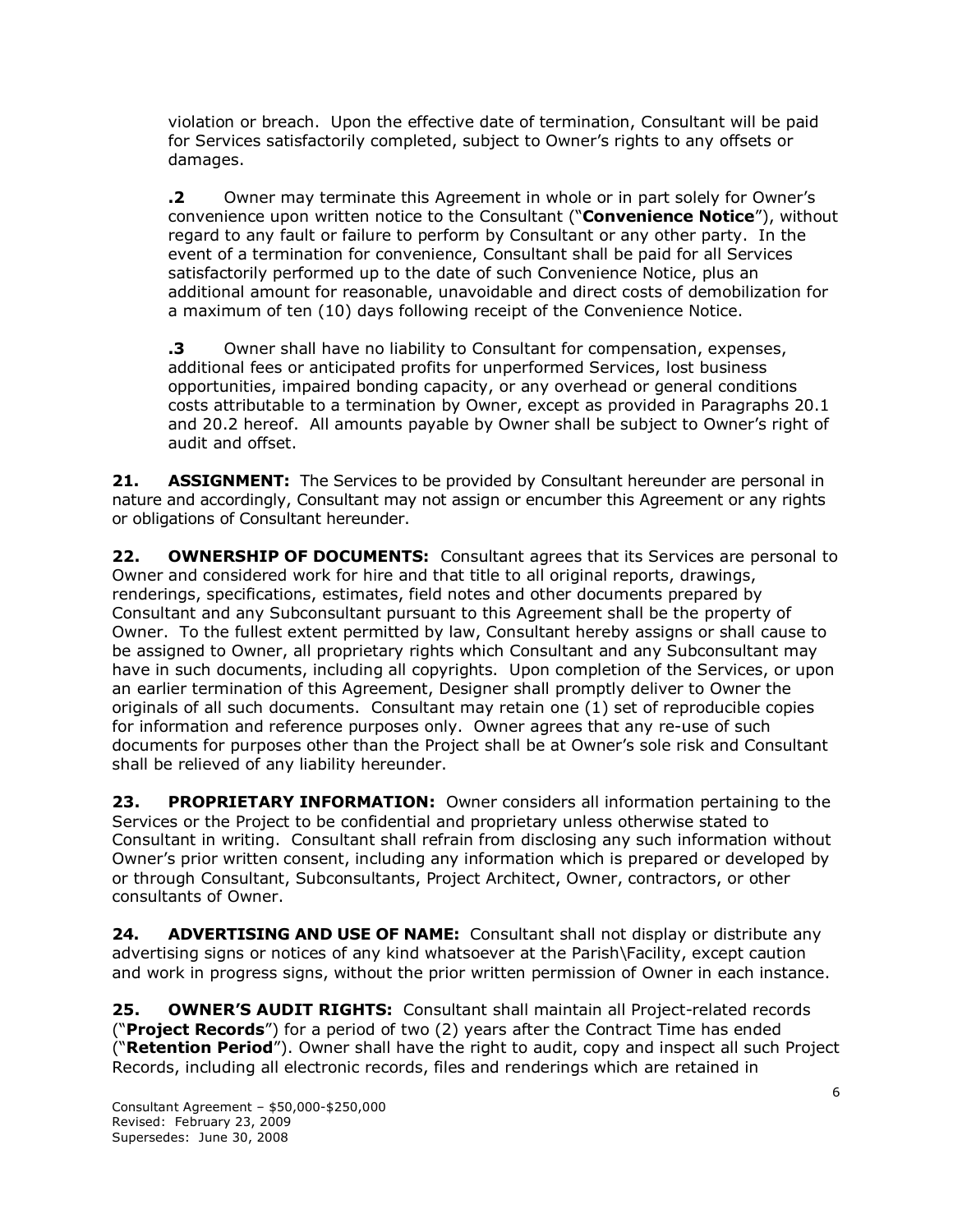violation or breach. Upon the effective date of termination, Consultant will be paid for Services satisfactorily completed, subject to Owner's rights to any offsets or damages.

**.2** Owner may terminate this Agreement in whole or in part solely for Owner's convenience upon written notice to the Consultant ("**Convenience Notice**"), without regard to any fault or failure to perform by Consultant or any other party. In the event of a termination for convenience, Consultant shall be paid for all Services satisfactorily performed up to the date of such Convenience Notice, plus an additional amount for reasonable, unavoidable and direct costs of demobilization for a maximum of ten (10) days following receipt of the Convenience Notice.

**.3** Owner shall have no liability to Consultant for compensation, expenses, additional fees or anticipated profits for unperformed Services, lost business opportunities, impaired bonding capacity, or any overhead or general conditions costs attributable to a termination by Owner, except as provided in Paragraphs 20.1 and 20.2 hereof. All amounts payable by Owner shall be subject to Owner's right of audit and offset.

**21. ASSIGNMENT:** The Services to be provided by Consultant hereunder are personal in nature and accordingly, Consultant may not assign or encumber this Agreement or any rights or obligations of Consultant hereunder.

**22. OWNERSHIP OF DOCUMENTS:** Consultant agrees that its Services are personal to Owner and considered work for hire and that title to all original reports, drawings, renderings, specifications, estimates, field notes and other documents prepared by Consultant and any Subconsultant pursuant to this Agreement shall be the property of Owner. To the fullest extent permitted by law, Consultant hereby assigns or shall cause to be assigned to Owner, all proprietary rights which Consultant and any Subconsultant may have in such documents, including all copyrights. Upon completion of the Services, or upon an earlier termination of this Agreement, Designer shall promptly deliver to Owner the originals of all such documents. Consultant may retain one (1) set of reproducible copies for information and reference purposes only. Owner agrees that any re-use of such documents for purposes other than the Project shall be at Owner's sole risk and Consultant shall be relieved of any liability hereunder.

**23. PROPRIETARY INFORMATION:** Owner considers all information pertaining to the Services or the Project to be confidential and proprietary unless otherwise stated to Consultant in writing. Consultant shall refrain from disclosing any such information without Owner's prior written consent, including any information which is prepared or developed by or through Consultant, Subconsultants, Project Architect, Owner, contractors, or other consultants of Owner.

**24. ADVERTISING AND USE OF NAME:** Consultant shall not display or distribute any advertising signs or notices of any kind whatsoever at the Parish\Facility, except caution and work in progress signs, without the prior written permission of Owner in each instance.

**25. OWNER'S AUDIT RIGHTS:** Consultant shall maintain all Project-related records ("**Project Records**") for a period of two (2) years after the Contract Time has ended ("**Retention Period**"). Owner shall have the right to audit, copy and inspect all such Project Records, including all electronic records, files and renderings which are retained in

Consultant Agreement – $50,000-$250,000
Revised: February 23, 2009
Supersedes: June 30, 2008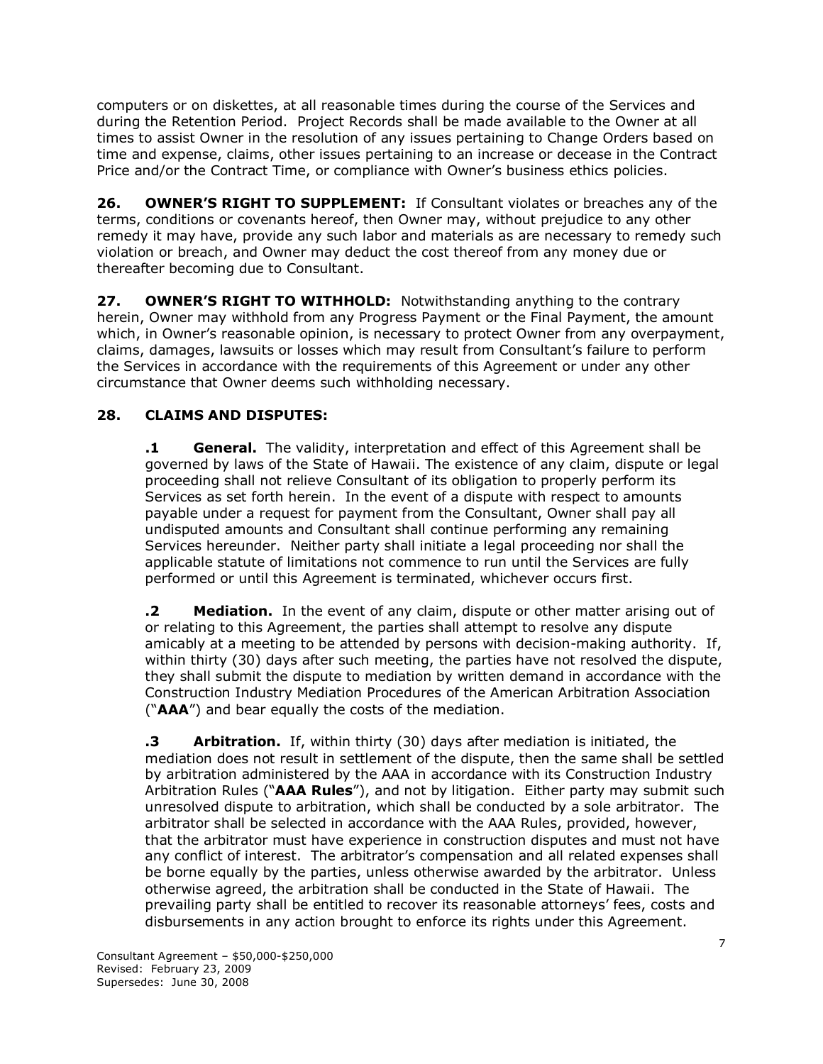computers or on diskettes, at all reasonable times during the course of the Services and during the Retention Period. Project Records shall be made available to the Owner at all times to assist Owner in the resolution of any issues pertaining to Change Orders based on time and expense, claims, other issues pertaining to an increase or decease in the Contract Price and/or the Contract Time, or compliance with Owner's business ethics policies.

**26. OWNER'S RIGHT TO SUPPLEMENT:** If Consultant violates or breaches any of the terms, conditions or covenants hereof, then Owner may, without prejudice to any other remedy it may have, provide any such labor and materials as are necessary to remedy such violation or breach, and Owner may deduct the cost thereof from any money due or thereafter becoming due to Consultant.

**27. OWNER'S RIGHT TO WITHHOLD:** Notwithstanding anything to the contrary herein, Owner may withhold from any Progress Payment or the Final Payment, the amount which, in Owner's reasonable opinion, is necessary to protect Owner from any overpayment, claims, damages, lawsuits or losses which may result from Consultant's failure to perform the Services in accordance with the requirements of this Agreement or under any other circumstance that Owner deems such withholding necessary.

**28. CLAIMS AND DISPUTES:**

**.1 General.** The validity, interpretation and effect of this Agreement shall be governed by laws of the State of Hawaii. The existence of any claim, dispute or legal proceeding shall not relieve Consultant of its obligation to properly perform its Services as set forth herein. In the event of a dispute with respect to amounts payable under a request for payment from the Consultant, Owner shall pay all undisputed amounts and Consultant shall continue performing any remaining Services hereunder. Neither party shall initiate a legal proceeding nor shall the applicable statute of limitations not commence to run until the Services are fully performed or until this Agreement is terminated, whichever occurs first.

**.2 Mediation.** In the event of any claim, dispute or other matter arising out of or relating to this Agreement, the parties shall attempt to resolve any dispute amicably at a meeting to be attended by persons with decision-making authority. If, within thirty (30) days after such meeting, the parties have not resolved the dispute, they shall submit the dispute to mediation by written demand in accordance with the Construction Industry Mediation Procedures of the American Arbitration Association ("**AAA**") and bear equally the costs of the mediation.

**.3 Arbitration.** If, within thirty (30) days after mediation is initiated, the mediation does not result in settlement of the dispute, then the same shall be settled by arbitration administered by the AAA in accordance with its Construction Industry Arbitration Rules ("**AAA Rules**"), and not by litigation. Either party may submit such unresolved dispute to arbitration, which shall be conducted by a sole arbitrator. The arbitrator shall be selected in accordance with the AAA Rules, provided, however, that the arbitrator must have experience in construction disputes and must not have any conflict of interest. The arbitrator's compensation and all related expenses shall be borne equally by the parties, unless otherwise awarded by the arbitrator. Unless otherwise agreed, the arbitration shall be conducted in the State of Hawaii. The prevailing party shall be entitled to recover its reasonable attorneys' fees, costs and disbursements in any action brought to enforce its rights under this Agreement.

Consultant Agreement – $50,000-$250,000
Revised: February 23, 2009
Supersedes: June 30, 2008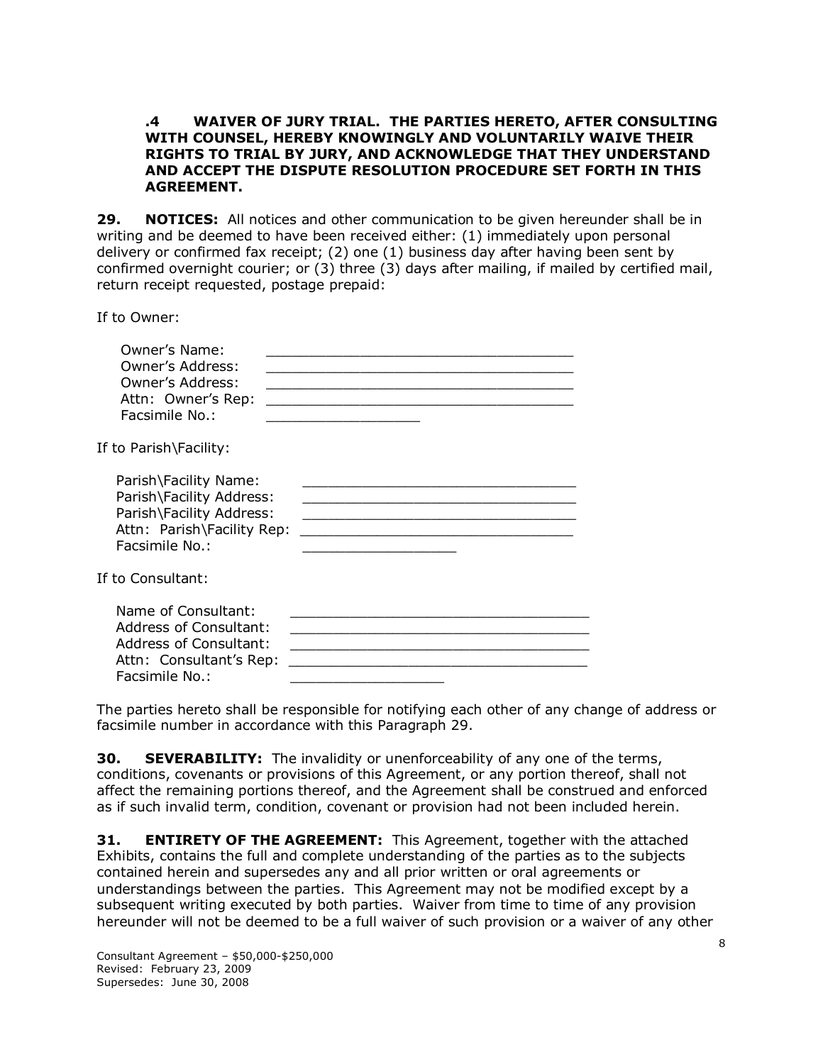**.4 WAIVER OF JURY TRIAL. THE PARTIES HERETO, AFTER CONSULTING WITH COUNSEL, HEREBY KNOWINGLY AND VOLUNTARILY WAIVE THEIR RIGHTS TO TRIAL BY JURY, AND ACKNOWLEDGE THAT THEY UNDERSTAND AND ACCEPT THE DISPUTE RESOLUTION PROCEDURE SET FORTH IN THIS AGREEMENT.**

**29. NOTICES:** All notices and other communication to be given hereunder shall be in writing and be deemed to have been received either: (1) immediately upon personal delivery or confirmed fax receipt; (2) one (1) business day after having been sent by confirmed overnight courier; or (3) three (3) days after mailing, if mailed by certified mail, return receipt requested, postage prepaid:

If to Owner:

Owner's Name: ___________________________________
Owner's Address: ___________________________________
Owner's Address: ___________________________________
Attn: Owner's Rep: ___________________________________
Facsimile No.: __________________

If to Parish\Facility:

Parish\Facility Name: _______________________________
Parish\Facility Address: _______________________________
Parish\Facility Address: _______________________________
Attn: Parish\Facility Rep: _______________________________
Facsimile No.: __________________

If to Consultant:

Name of Consultant: ___________________________________
Address of Consultant: ___________________________________
Address of Consultant: ___________________________________
Attn: Consultant's Rep: ___________________________________
Facsimile No.: __________________

The parties hereto shall be responsible for notifying each other of any change of address or facsimile number in accordance with this Paragraph 29.

**30. SEVERABILITY:** The invalidity or unenforceability of any one of the terms, conditions, covenants or provisions of this Agreement, or any portion thereof, shall not affect the remaining portions thereof, and the Agreement shall be construed and enforced as if such invalid term, condition, covenant or provision had not been included herein.

**31. ENTIRETY OF THE AGREEMENT:** This Agreement, together with the attached Exhibits, contains the full and complete understanding of the parties as to the subjects contained herein and supersedes any and all prior written or oral agreements or understandings between the parties. This Agreement may not be modified except by a subsequent writing executed by both parties. Waiver from time to time of any provision hereunder will not be deemed to be a full waiver of such provision or a waiver of any other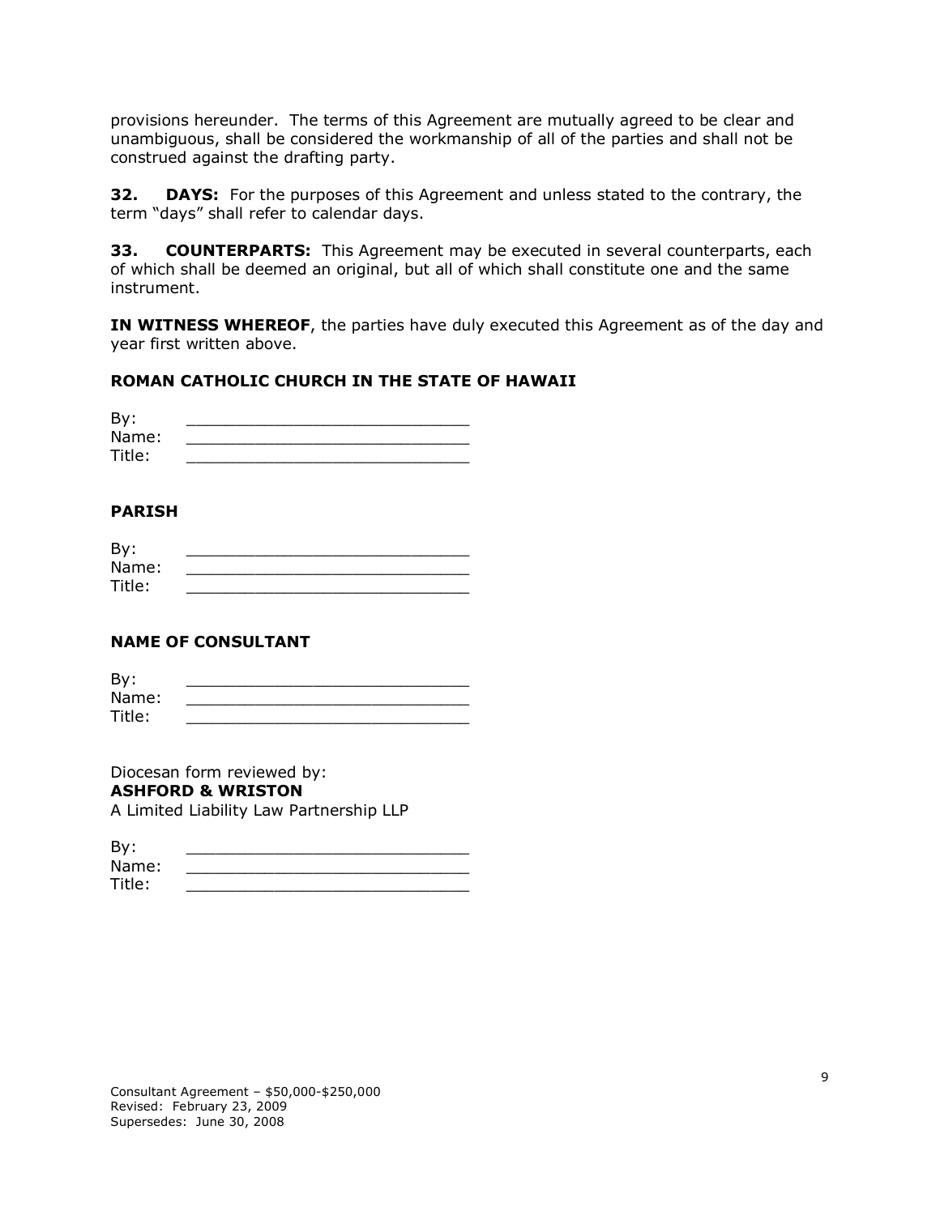provisions hereunder. The terms of this Agreement are mutually agreed to be clear and unambiguous, shall be considered the workmanship of all of the parties and shall not be construed against the drafting party.

**32. DAYS:** For the purposes of this Agreement and unless stated to the contrary, the term "days" shall refer to calendar days.

**33. COUNTERPARTS:** This Agreement may be executed in several counterparts, each of which shall be deemed an original, but all of which shall constitute one and the same instrument.

**IN WITNESS WHEREOF**, the parties have duly executed this Agreement as of the day and year first written above.

**ROMAN CATHOLIC CHURCH IN THE STATE OF HAWAII**

By: ____________________________
Name: ____________________________
Title: ____________________________

**PARISH**

By: ____________________________
Name: ____________________________
Title: ____________________________

**NAME OF CONSULTANT**

By: ____________________________
Name: ____________________________
Title: ____________________________

Diocesan form reviewed by:
**ASHFORD & WRISTON**
A Limited Liability Law Partnership LLP

By: ____________________________
Name: ____________________________
Title: ____________________________

Consultant Agreement – $50,000-$250,000
Revised: February 23, 2009
Supersedes: June 30, 2008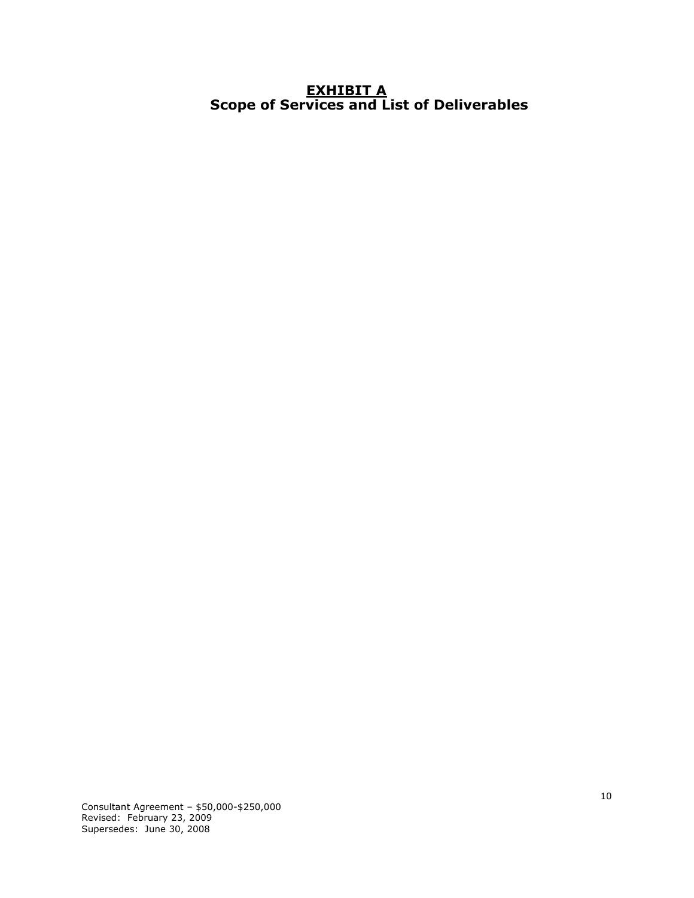# **EXHIBIT A**
## **Scope of Services and List of Deliverables**

Consultant Agreement – $50,000-$250,000
Revised: February 23, 2009
Supersedes: June 30, 2008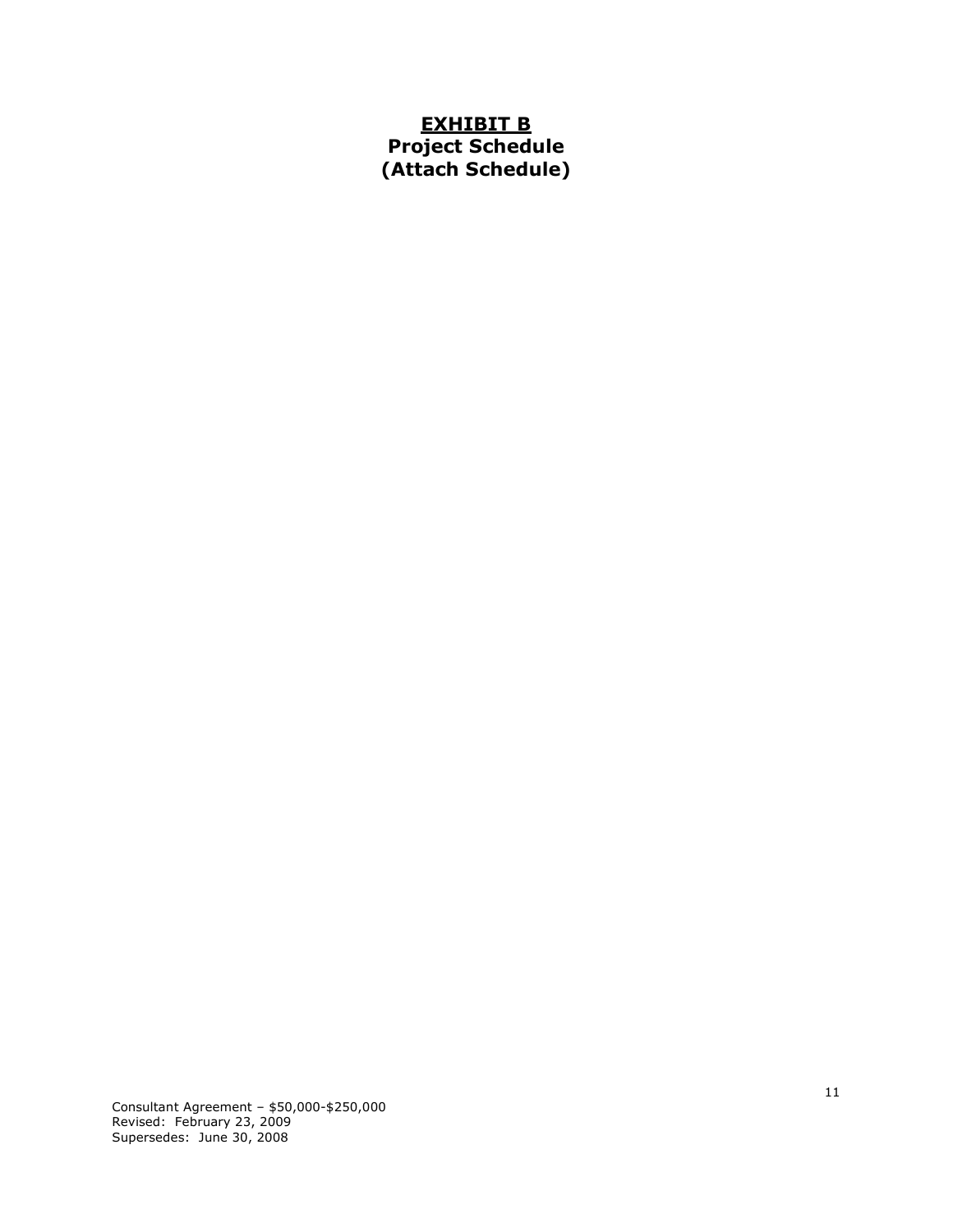# **<u>EXHIBIT B</u>**
## **Project Schedule**
## **(Attach Schedule)**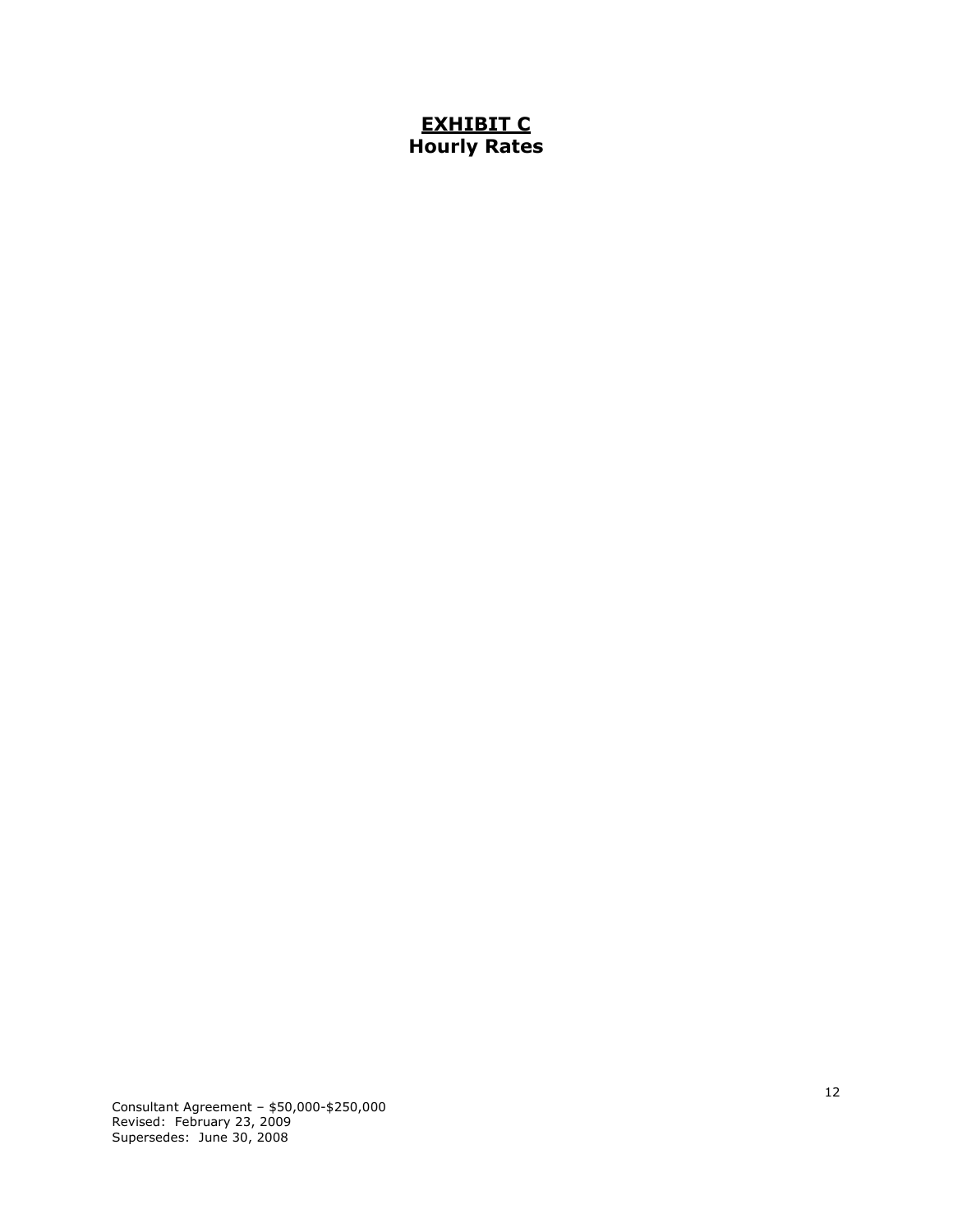# <u>**EXHIBIT C**</u>
## **Hourly Rates**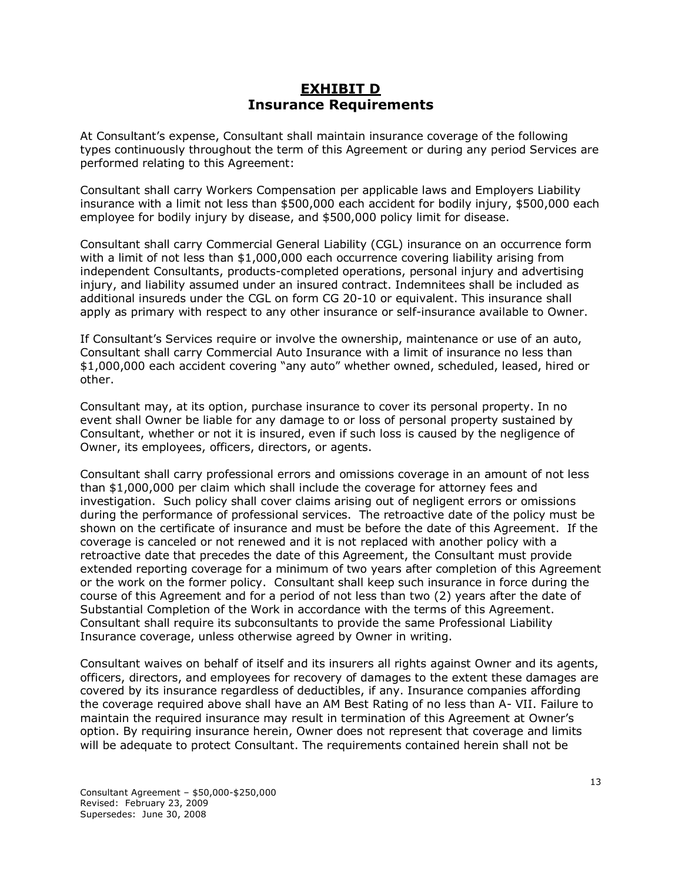# EXHIBIT D
## Insurance Requirements

At Consultant's expense, Consultant shall maintain insurance coverage of the following types continuously throughout the term of this Agreement or during any period Services are performed relating to this Agreement:

Consultant shall carry Workers Compensation per applicable laws and Employers Liability insurance with a limit not less than $500,000 each accident for bodily injury, $500,000 each employee for bodily injury by disease, and $500,000 policy limit for disease.

Consultant shall carry Commercial General Liability (CGL) insurance on an occurrence form with a limit of not less than $1,000,000 each occurrence covering liability arising from independent Consultants, products-completed operations, personal injury and advertising injury, and liability assumed under an insured contract. Indemnitees shall be included as additional insureds under the CGL on form CG 20-10 or equivalent. This insurance shall apply as primary with respect to any other insurance or self-insurance available to Owner.

If Consultant's Services require or involve the ownership, maintenance or use of an auto, Consultant shall carry Commercial Auto Insurance with a limit of insurance no less than $1,000,000 each accident covering "any auto" whether owned, scheduled, leased, hired or other.

Consultant may, at its option, purchase insurance to cover its personal property. In no event shall Owner be liable for any damage to or loss of personal property sustained by Consultant, whether or not it is insured, even if such loss is caused by the negligence of Owner, its employees, officers, directors, or agents.

Consultant shall carry professional errors and omissions coverage in an amount of not less than $1,000,000 per claim which shall include the coverage for attorney fees and investigation. Such policy shall cover claims arising out of negligent errors or omissions during the performance of professional services. The retroactive date of the policy must be shown on the certificate of insurance and must be before the date of this Agreement. If the coverage is canceled or not renewed and it is not replaced with another policy with a retroactive date that precedes the date of this Agreement, the Consultant must provide extended reporting coverage for a minimum of two years after completion of this Agreement or the work on the former policy. Consultant shall keep such insurance in force during the course of this Agreement and for a period of not less than two (2) years after the date of Substantial Completion of the Work in accordance with the terms of this Agreement. Consultant shall require its subconsultants to provide the same Professional Liability Insurance coverage, unless otherwise agreed by Owner in writing.

Consultant waives on behalf of itself and its insurers all rights against Owner and its agents, officers, directors, and employees for recovery of damages to the extent these damages are covered by its insurance regardless of deductibles, if any. Insurance companies affording the coverage required above shall have an AM Best Rating of no less than A- VII. Failure to maintain the required insurance may result in termination of this Agreement at Owner's option. By requiring insurance herein, Owner does not represent that coverage and limits will be adequate to protect Consultant. The requirements contained herein shall not be

Consultant Agreement – $50,000-$250,000
Revised: February 23, 2009
Supersedes: June 30, 2008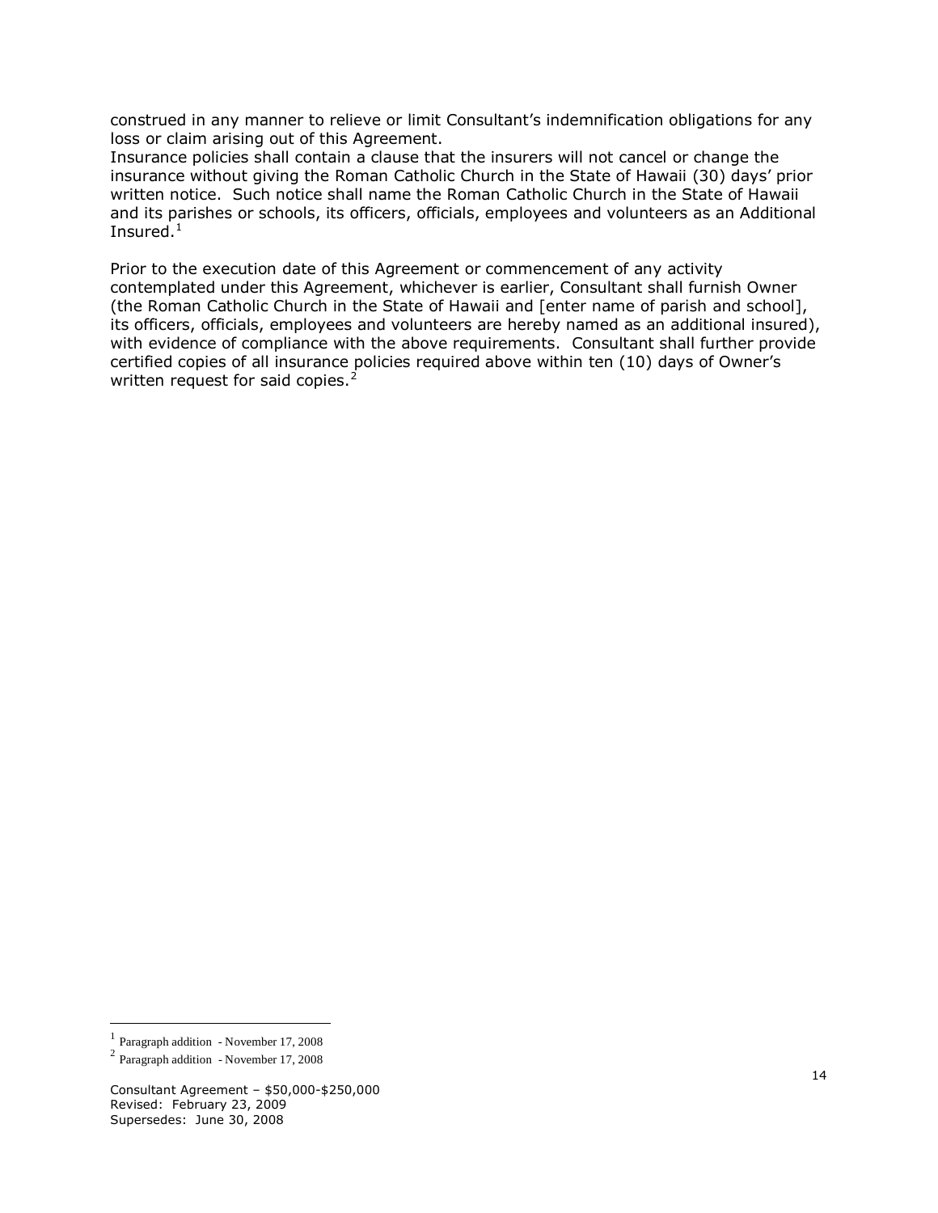construed in any manner to relieve or limit Consultant's indemnification obligations for any loss or claim arising out of this Agreement.
Insurance policies shall contain a clause that the insurers will not cancel or change the insurance without giving the Roman Catholic Church in the State of Hawaii (30) days' prior written notice. Such notice shall name the Roman Catholic Church in the State of Hawaii and its parishes or schools, its officers, officials, employees and volunteers as an Additional Insured.[1]

Prior to the execution date of this Agreement or commencement of any activity contemplated under this Agreement, whichever is earlier, Consultant shall furnish Owner (the Roman Catholic Church in the State of Hawaii and [enter name of parish and school], its officers, officials, employees and volunteers are hereby named as an additional insured), with evidence of compliance with the above requirements. Consultant shall further provide certified copies of all insurance policies required above within ten (10) days of Owner's written request for said copies.[2]

---

[1] Paragraph addition - November 17, 2008

[2] Paragraph addition - November 17, 2008

Consultant Agreement – $50,000-$250,000
Revised: February 23, 2009
Supersedes: June 30, 2008